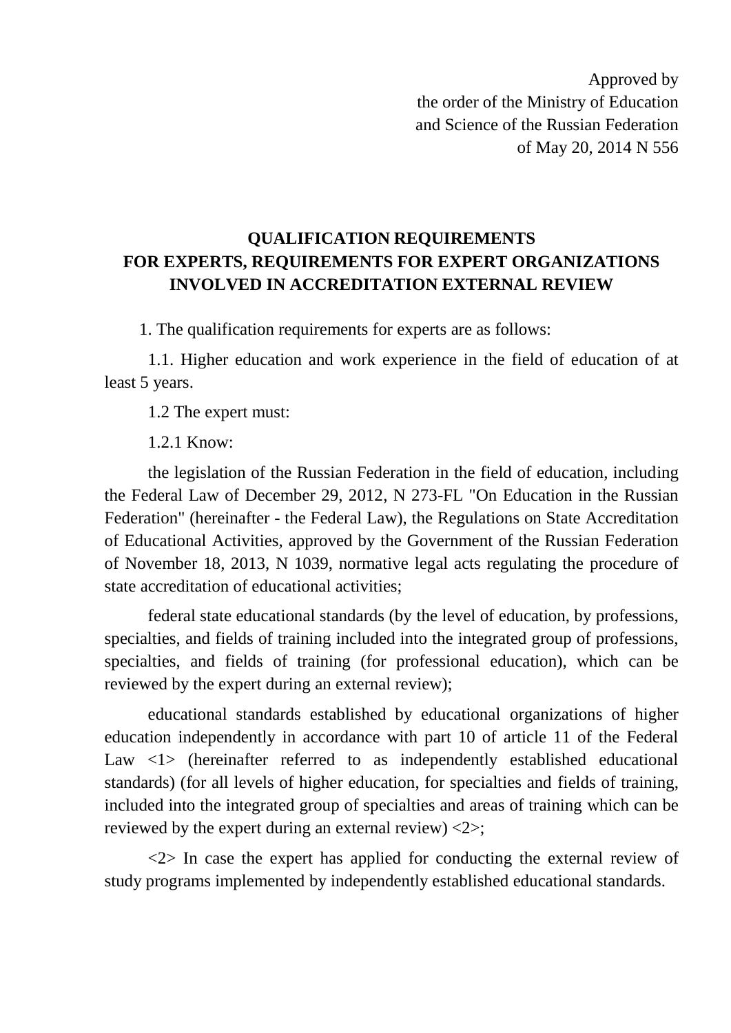Approved by
the order of the Ministry of Education
and Science of the Russian Federation
of May 20, 2014 N 556

# QUALIFICATION REQUIREMENTS FOR EXPERTS, REQUIREMENTS FOR EXPERT ORGANIZATIONS INVOLVED IN ACCREDITATION EXTERNAL REVIEW

1. The qualification requirements for experts are as follows:

1.1. Higher education and work experience in the field of education of at least 5 years.

1.2 The expert must:

1.2.1 Know:

the legislation of the Russian Federation in the field of education, including the Federal Law of December 29, 2012, N 273-FL "On Education in the Russian Federation" (hereinafter - the Federal Law), the Regulations on State Accreditation of Educational Activities, approved by the Government of the Russian Federation of November 18, 2013, N 1039, normative legal acts regulating the procedure of state accreditation of educational activities;

federal state educational standards (by the level of education, by professions, specialties, and fields of training included into the integrated group of professions, specialties, and fields of training (for professional education), which can be reviewed by the expert during an external review);

educational standards established by educational organizations of higher education independently in accordance with part 10 of article 11 of the Federal Law <1> (hereinafter referred to as independently established educational standards) (for all levels of higher education, for specialties and fields of training, included into the integrated group of specialties and areas of training which can be reviewed by the expert during an external review) <2>;

<2> In case the expert has applied for conducting the external review of study programs implemented by independently established educational standards.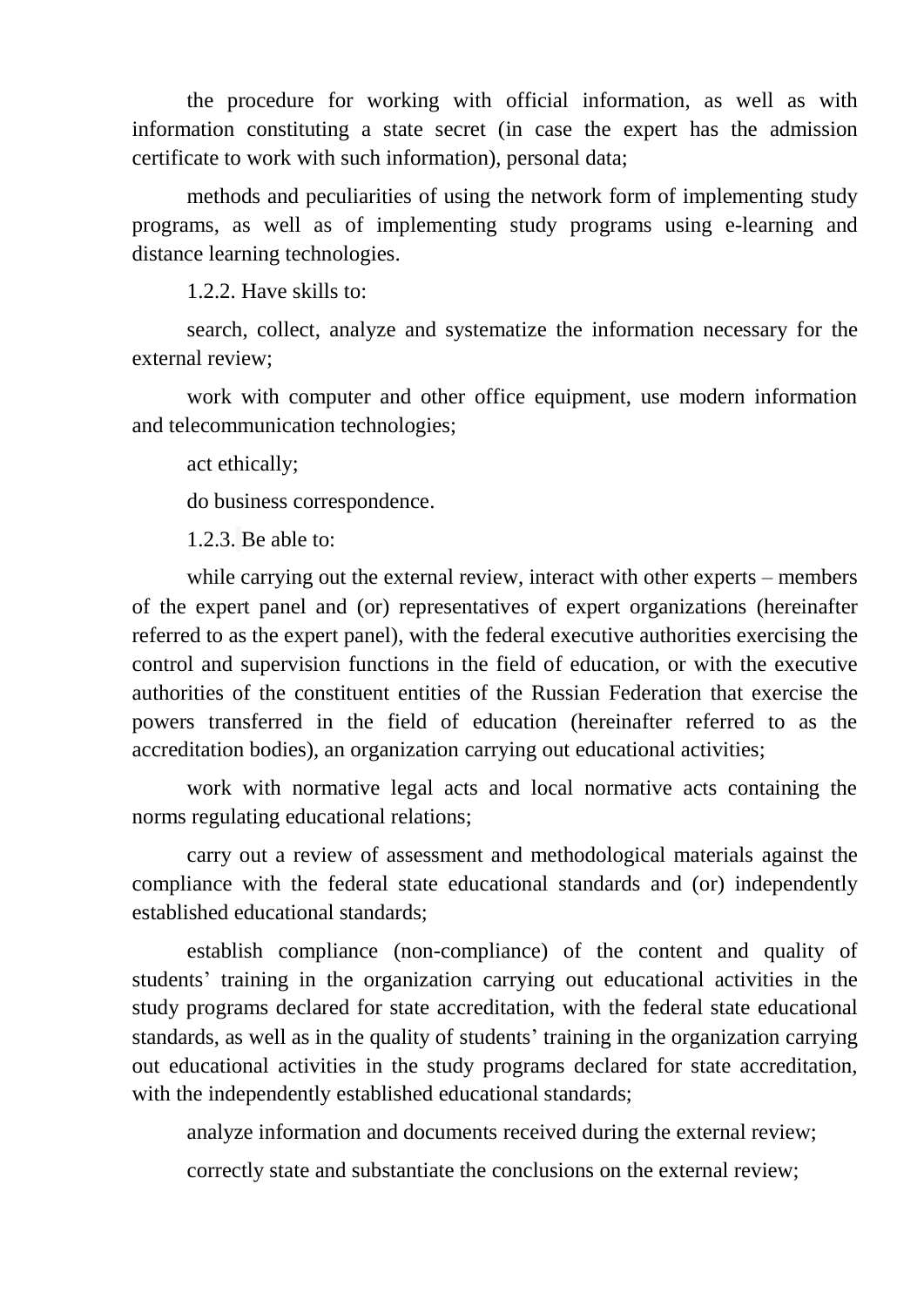the procedure for working with official information, as well as with information constituting a state secret (in case the expert has the admission certificate to work with such information), personal data;

methods and peculiarities of using the network form of implementing study programs, as well as of implementing study programs using e-learning and distance learning technologies.

1.2.2. Have skills to:

search, collect, analyze and systematize the information necessary for the external review;

work with computer and other office equipment, use modern information and telecommunication technologies;

act ethically;

do business correspondence.

1.2.3. Be able to:

while carrying out the external review, interact with other experts – members of the expert panel and (or) representatives of expert organizations (hereinafter referred to as the expert panel), with the federal executive authorities exercising the control and supervision functions in the field of education, or with the executive authorities of the constituent entities of the Russian Federation that exercise the powers transferred in the field of education (hereinafter referred to as the accreditation bodies), an organization carrying out educational activities;

work with normative legal acts and local normative acts containing the norms regulating educational relations;

carry out a review of assessment and methodological materials against the compliance with the federal state educational standards and (or) independently established educational standards;

establish compliance (non-compliance) of the content and quality of students' training in the organization carrying out educational activities in the study programs declared for state accreditation, with the federal state educational standards, as well as in the quality of students' training in the organization carrying out educational activities in the study programs declared for state accreditation, with the independently established educational standards;

analyze information and documents received during the external review;

correctly state and substantiate the conclusions on the external review;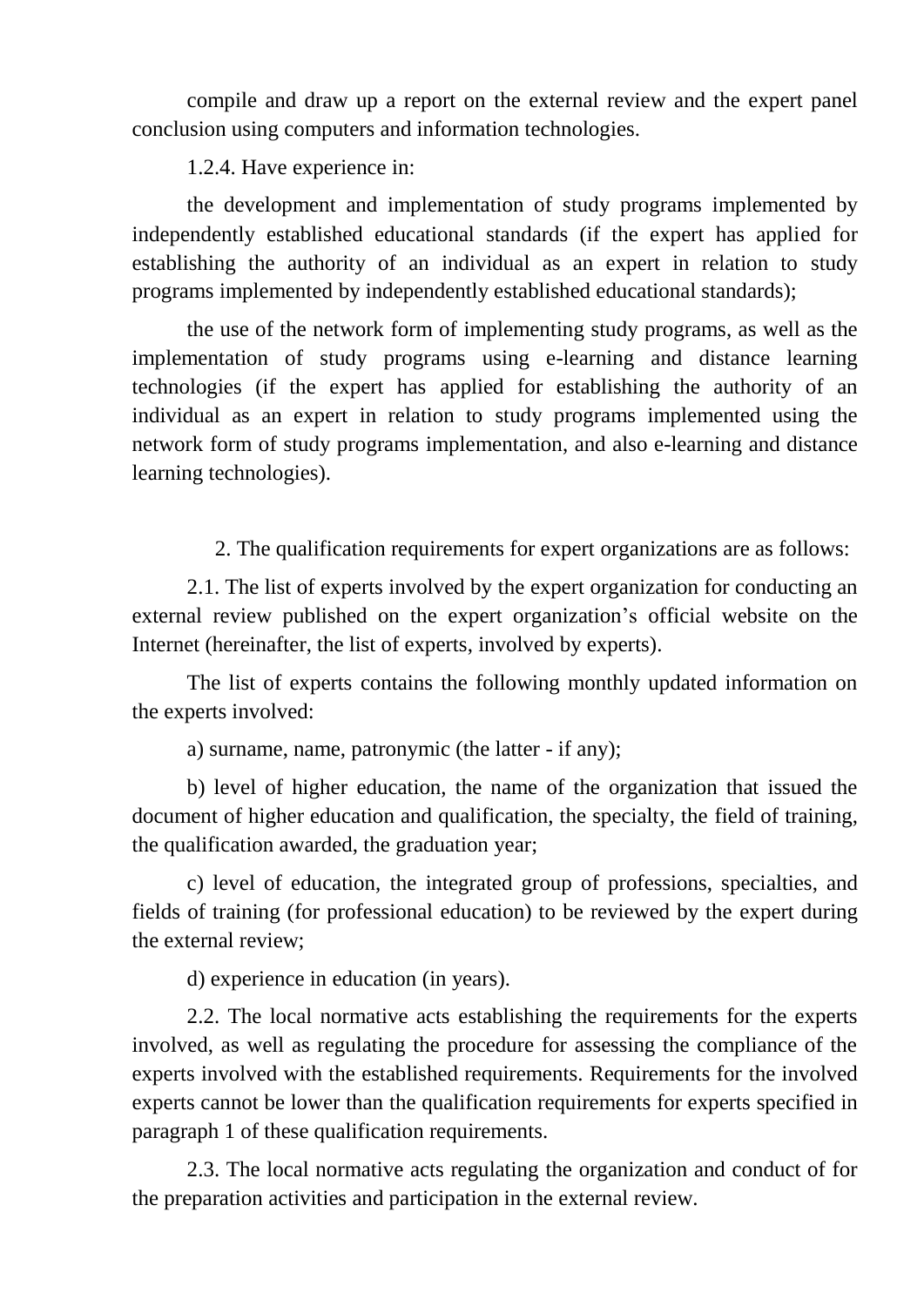compile and draw up a report on the external review and the expert panel conclusion using computers and information technologies.

1.2.4. Have experience in:

the development and implementation of study programs implemented by independently established educational standards (if the expert has applied for establishing the authority of an individual as an expert in relation to study programs implemented by independently established educational standards);

the use of the network form of implementing study programs, as well as the implementation of study programs using e-learning and distance learning technologies (if the expert has applied for establishing the authority of an individual as an expert in relation to study programs implemented using the network form of study programs implementation, and also e-learning and distance learning technologies).

2. The qualification requirements for expert organizations are as follows:

2.1. The list of experts involved by the expert organization for conducting an external review published on the expert organization's official website on the Internet (hereinafter, the list of experts, involved by experts).

The list of experts contains the following monthly updated information on the experts involved:

a) surname, name, patronymic (the latter - if any);

b) level of higher education, the name of the organization that issued the document of higher education and qualification, the specialty, the field of training, the qualification awarded, the graduation year;

c) level of education, the integrated group of professions, specialties, and fields of training (for professional education) to be reviewed by the expert during the external review;

d) experience in education (in years).

2.2. The local normative acts establishing the requirements for the experts involved, as well as regulating the procedure for assessing the compliance of the experts involved with the established requirements. Requirements for the involved experts cannot be lower than the qualification requirements for experts specified in paragraph 1 of these qualification requirements.

2.3. The local normative acts regulating the organization and conduct of for the preparation activities and participation in the external review.